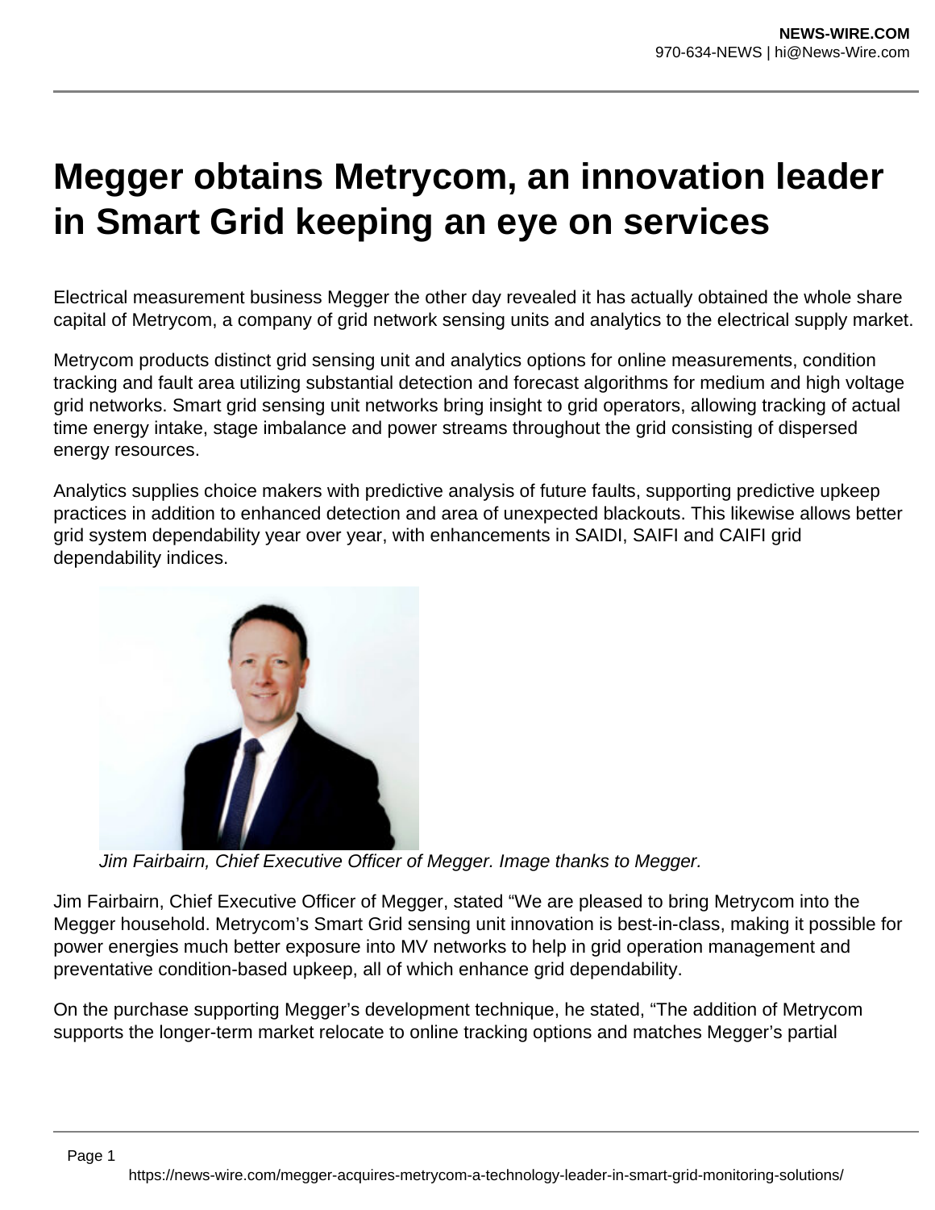# Megger obtains Metrycom, an innovation leader in Smart Grid keeping an eye on services

Electrical measurement business Megger the other day revealed it has actually obtained the whole share capital of Metrycom, a company of grid network sensing units and analytics to the electrical supply market.

Metrycom products distinct grid sensing unit and analytics options for online measurements, condition tracking and fault area utilizing substantial detection and forecast algorithms for medium and high voltage grid networks. Smart grid sensing unit networks bring insight to grid operators, allowing tracking of actual time energy intake, stage imbalance and power streams throughout the grid consisting of dispersed energy resources.

Analytics supplies choice makers with predictive analysis of future faults, supporting predictive upkeep practices in addition to enhanced detection and area of unexpected blackouts. This likewise allows better grid system dependability year over year, with enhancements in SAIDI, SAIFI and CAIFI grid dependability indices.

*Jim Fairbairn, Chief Executive Officer of Megger. Image thanks to Megger.*

Jim Fairbairn, Chief Executive Officer of Megger, stated "We are pleased to bring Metrycom into the Megger household. Metrycom's Smart Grid sensing unit innovation is best-in-class, making it possible for power energies much better exposure into MV networks to help in grid operation management and preventative condition-based upkeep, all of which enhance grid dependability.

On the purchase supporting Megger's development technique, he stated, "The addition of Metrycom supports the longer-term market relocate to online tracking options and matches Megger's partial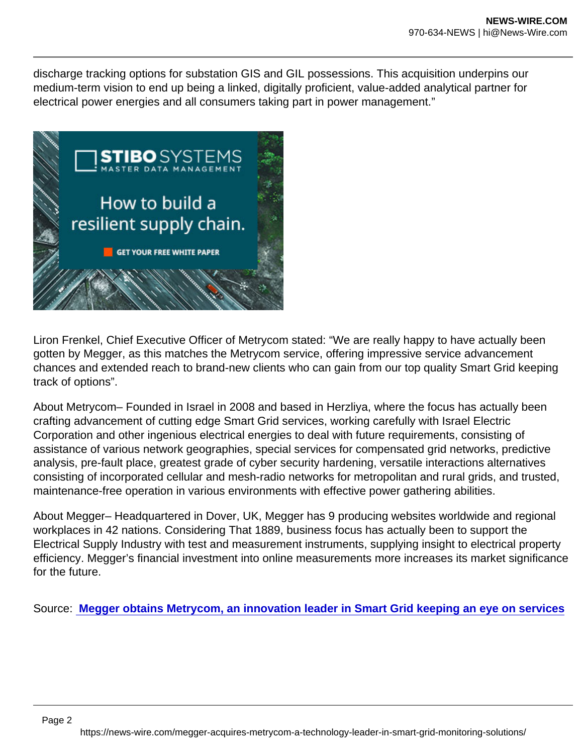discharge tracking options for substation GIS and GIL possessions. This acquisition underpins our medium-term vision to end up being a linked, digitally proficient, value-added analytical partner for electrical power energies and all consumers taking part in power management."

Liron Frenkel, Chief Executive Officer of Metrycom stated: "We are really happy to have actually been gotten by Megger, as this matches the Metrycom service, offering impressive service advancement chances and extended reach to brand-new clients who can gain from our top quality Smart Grid keeping track of options".

About Metrycom– Founded in Israel in 2008 and based in Herzliya, where the focus has actually been crafting advancement of cutting edge Smart Grid services, working carefully with Israel Electric Corporation and other ingenious electrical energies to deal with future requirements, consisting of assistance of various network geographies, special services for compensated grid networks, predictive analysis, pre-fault place, greatest grade of cyber security hardening, versatile interactions alternatives consisting of incorporated cellular and mesh-radio networks for metropolitan and rural grids, and trusted, maintenance-free operation in various environments with effective power gathering abilities.

About Megger– Headquartered in Dover, UK, Megger has 9 producing websites worldwide and regional workplaces in 42 nations. Considering That 1889, business focus has actually been to support the Electrical Supply Industry with test and measurement instruments, supplying insight to electrical property efficiency. Megger's financial investment into online measurements more increases its market significance for the future.

Source: **Megger obtains Metrycom, an innovation leader in Smart Grid keeping an eye on services**